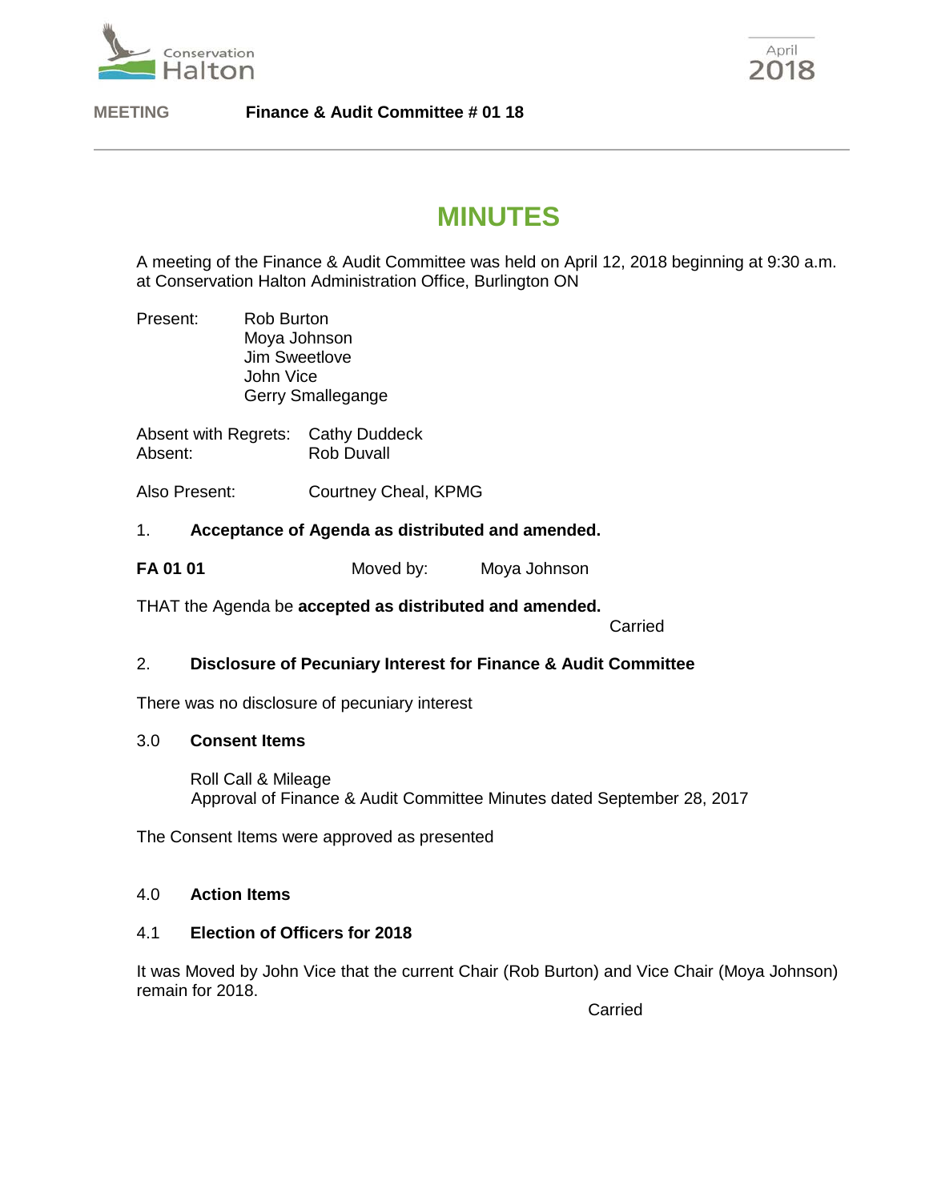**MEETING** **Finance & Audit Committee # 01 18**

# MINUTES

A meeting of the Finance & Audit Committee was held on April 12, 2018 beginning at 9:30 a.m. at Conservation Halton Administration Office, Burlington ON

Present: Rob Burton
Moya Johnson
Jim Sweetlove
John Vice
Gerry Smallegange

Absent with Regrets: Cathy Duddeck
Absent: Rob Duvall

Also Present: Courtney Cheal, KPMG

## 1. Acceptance of Agenda as distributed and amended.

**FA 01 01** Moved by: Moya Johnson

THAT the Agenda be **accepted as distributed and amended.**

Carried

## 2. Disclosure of Pecuniary Interest for Finance & Audit Committee

There was no disclosure of pecuniary interest

## 3.0 Consent Items

Roll Call & Mileage
Approval of Finance & Audit Committee Minutes dated September 28, 2017

The Consent Items were approved as presented

## 4.0 Action Items

### 4.1 Election of Officers for 2018

It was Moved by John Vice that the current Chair (Rob Burton) and Vice Chair (Moya Johnson) remain for 2018.

Carried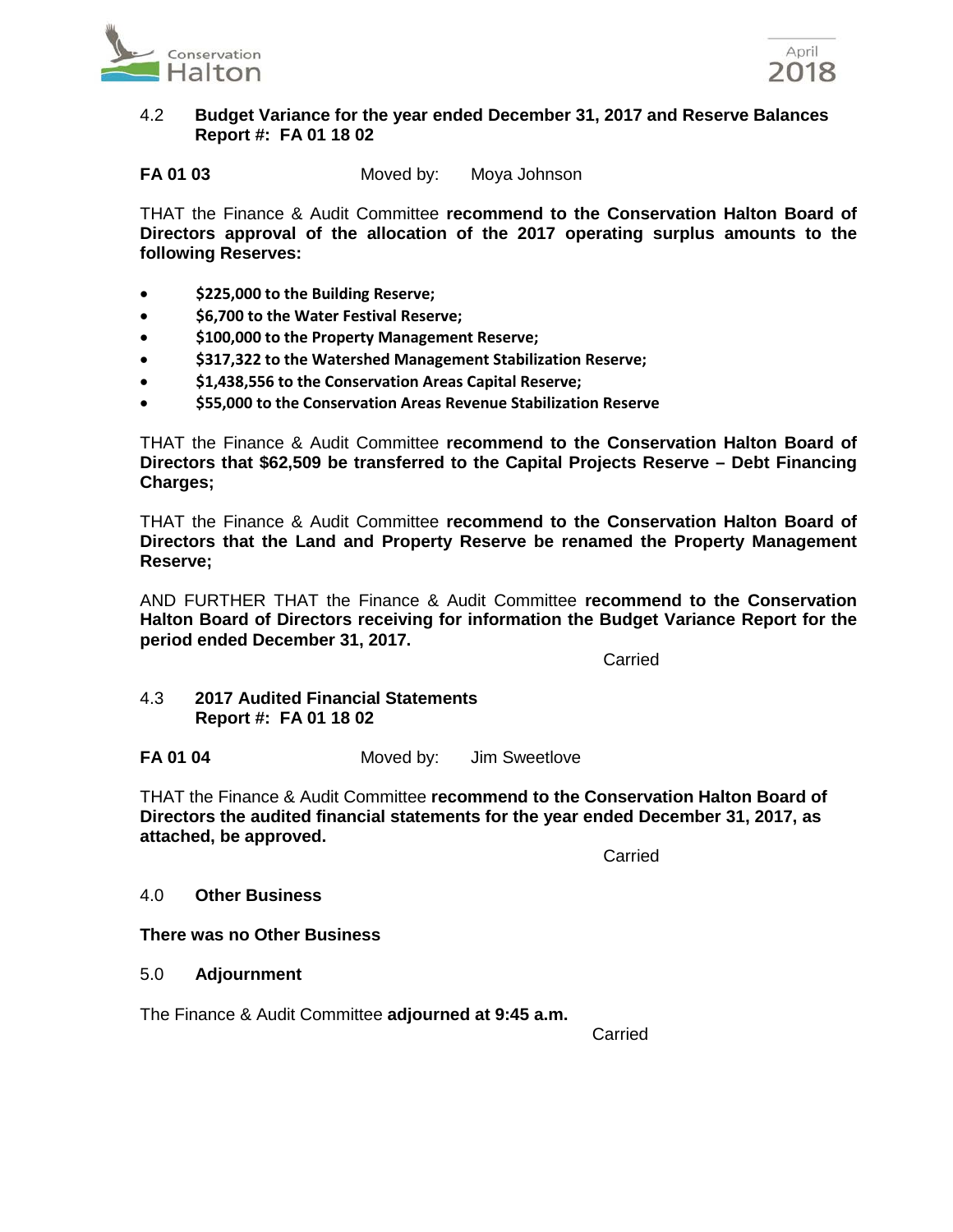4.2 **Budget Variance for the year ended December 31, 2017 and Reserve Balances Report #: FA 01 18 02**

**FA 01 03** Moved by: Moya Johnson

THAT the Finance & Audit Committee **recommend to the Conservation Halton Board of Directors approval of the allocation of the 2017 operating surplus amounts to the following Reserves:**

- **$225,000 to the Building Reserve;**
- **$6,700 to the Water Festival Reserve;**
- **$100,000 to the Property Management Reserve;**
- **$317,322 to the Watershed Management Stabilization Reserve;**
- **$1,438,556 to the Conservation Areas Capital Reserve;**
- **$55,000 to the Conservation Areas Revenue Stabilization Reserve**

THAT the Finance & Audit Committee **recommend to the Conservation Halton Board of Directors that $62,509 be transferred to the Capital Projects Reserve – Debt Financing Charges;**

THAT the Finance & Audit Committee **recommend to the Conservation Halton Board of Directors that the Land and Property Reserve be renamed the Property Management Reserve;**

AND FURTHER THAT the Finance & Audit Committee **recommend to the Conservation Halton Board of Directors receiving for information the Budget Variance Report for the period ended December 31, 2017.**

Carried

4.3 **2017 Audited Financial Statements Report #: FA 01 18 02**

**FA 01 04** Moved by: Jim Sweetlove

THAT the Finance & Audit Committee **recommend to the Conservation Halton Board of Directors the audited financial statements for the year ended December 31, 2017, as attached, be approved.**

Carried

4.0 **Other Business**

**There was no Other Business**

5.0 **Adjournment**

The Finance & Audit Committee **adjourned at 9:45 a.m.**

Carried